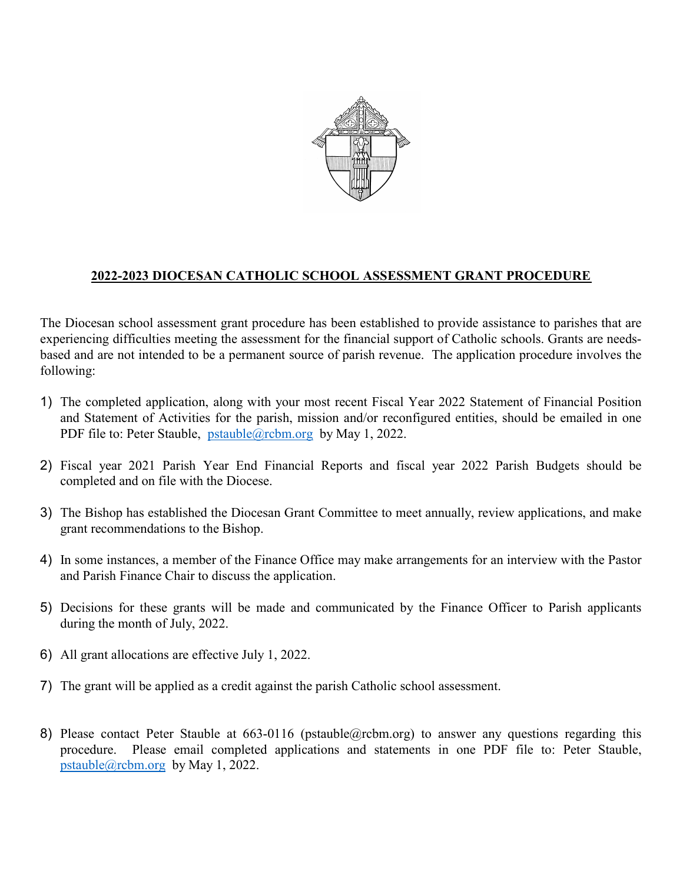# 2022-2023 DIOCESAN CATHOLIC SCHOOL ASSESSMENT GRANT PROCEDURE

The Diocesan school assessment grant procedure has been established to provide assistance to parishes that are experiencing difficulties meeting the assessment for the financial support of Catholic schools. Grants are needs-based and are not intended to be a permanent source of parish revenue. The application procedure involves the following:

1) The completed application, along with your most recent Fiscal Year 2022 Statement of Financial Position and Statement of Activities for the parish, mission and/or reconfigured entities, should be emailed in one PDF file to: Peter Stauble, pstauble@rcbm.org by May 1, 2022.

2) Fiscal year 2021 Parish Year End Financial Reports and fiscal year 2022 Parish Budgets should be completed and on file with the Diocese.

3) The Bishop has established the Diocesan Grant Committee to meet annually, review applications, and make grant recommendations to the Bishop.

4) In some instances, a member of the Finance Office may make arrangements for an interview with the Pastor and Parish Finance Chair to discuss the application.

5) Decisions for these grants will be made and communicated by the Finance Officer to Parish applicants during the month of July, 2022.

6) All grant allocations are effective July 1, 2022.

7) The grant will be applied as a credit against the parish Catholic school assessment.

8) Please contact Peter Stauble at 663-0116 (pstauble@rcbm.org) to answer any questions regarding this procedure. Please email completed applications and statements in one PDF file to: Peter Stauble, pstauble@rcbm.org by May 1, 2022.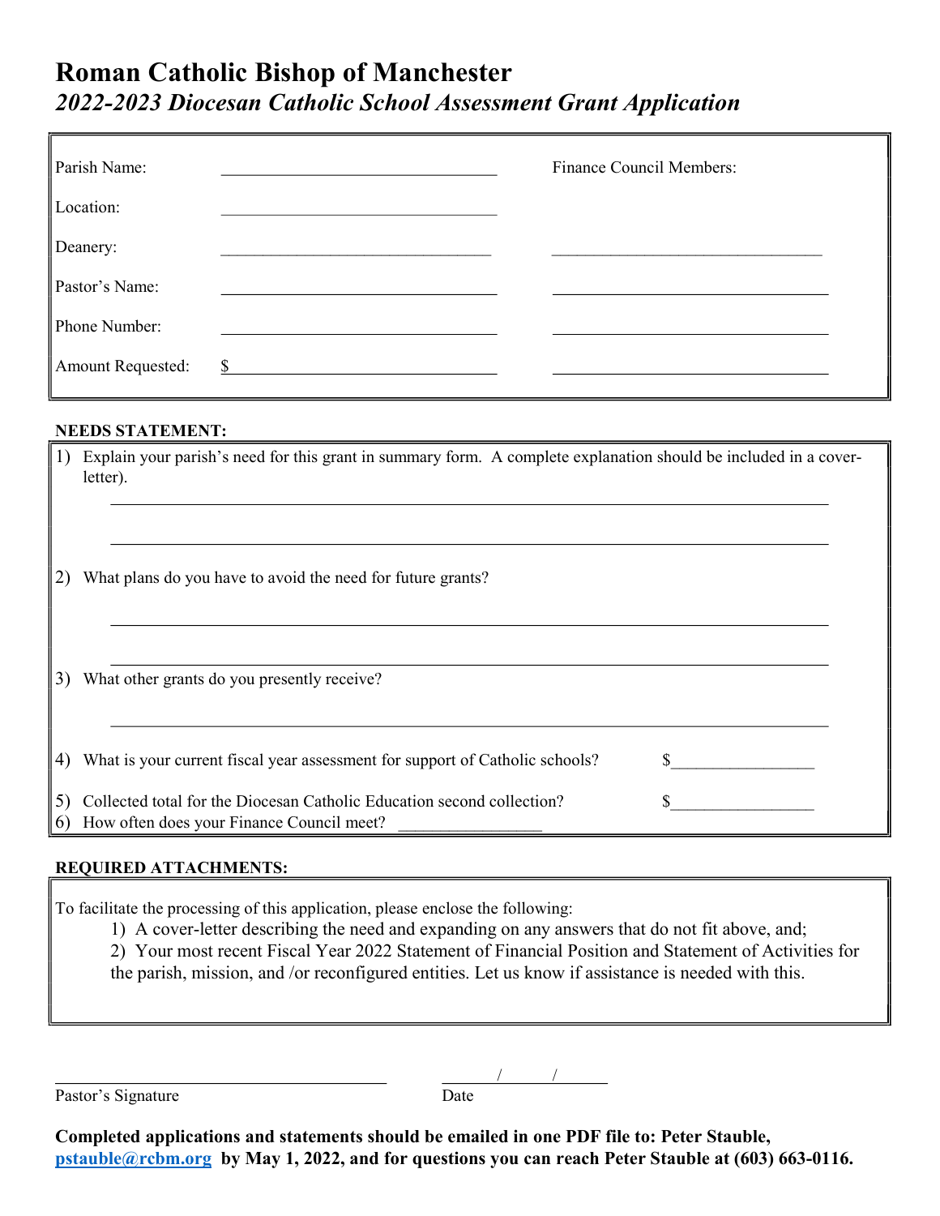# Roman Catholic Bishop of Manchester

## *2022-2023 Diocesan Catholic School Assessment Grant Application*

| | | |
|---|---|---|
| Parish Name: | ______________________________ | Finance Council Members: |
| Location: | ______________________________ | |
| Deanery: | ______________________________ | ______________________________ |
| Pastor's Name: | ______________________________ | ______________________________ |
| Phone Number: | ______________________________ | ______________________________ |
| Amount Requested: | $_____________________________ | ______________________________ |

**NEEDS STATEMENT:**

1) Explain your parish's need for this grant in summary form. A complete explanation should be included in a cover-letter).

______________________________________________________________________________

______________________________________________________________________________

2) What plans do you have to avoid the need for future grants?

______________________________________________________________________________

______________________________________________________________________________

3) What other grants do you presently receive?

______________________________________________________________________________

4) What is your current fiscal year assessment for support of Catholic schools? $_________________

5) Collected total for the Diocesan Catholic Education second collection? $_________________

6) How often does your Finance Council meet? _________________

**REQUIRED ATTACHMENTS:**

To facilitate the processing of this application, please enclose the following:

1) A cover-letter describing the need and expanding on any answers that do not fit above, and;
2) Your most recent Fiscal Year 2022 Statement of Financial Position and Statement of Activities for the parish, mission, and /or reconfigured entities. Let us know if assistance is needed with this.

______________________________________ &nbsp;&nbsp;&nbsp;&nbsp; _______/______/_______

Pastor's Signature &nbsp;&nbsp;&nbsp;&nbsp; Date

**Completed applications and statements should be emailed in one PDF file to: Peter Stauble, [pstauble@rcbm.org](mailto:pstauble@rcbm.org) by May 1, 2022, and for questions you can reach Peter Stauble at (603) 663-0116.**